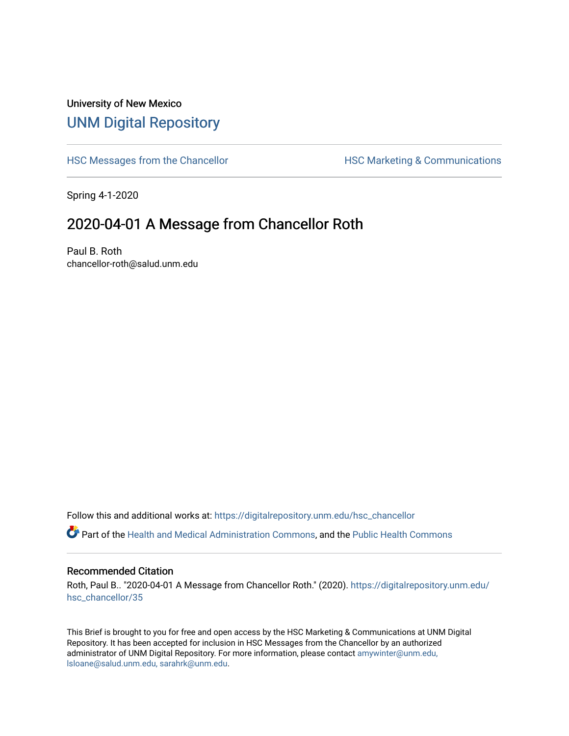University of New Mexico

# UNM Digital Repository

HSC Messages from the Chancellor

HSC Marketing & Communications

Spring 4-1-2020

## 2020-04-01 A Message from Chancellor Roth

Paul B. Roth
chancellor-roth@salud.unm.edu

Follow this and additional works at: https://digitalrepository.unm.edu/hsc_chancellor

Part of the Health and Medical Administration Commons, and the Public Health Commons

### Recommended Citation

Roth, Paul B.. "2020-04-01 A Message from Chancellor Roth." (2020). https://digitalrepository.unm.edu/hsc_chancellor/35

This Brief is brought to you for free and open access by the HSC Marketing & Communications at UNM Digital Repository. It has been accepted for inclusion in HSC Messages from the Chancellor by an authorized administrator of UNM Digital Repository. For more information, please contact amywinter@unm.edu, lsloane@salud.unm.edu, sarahrk@unm.edu.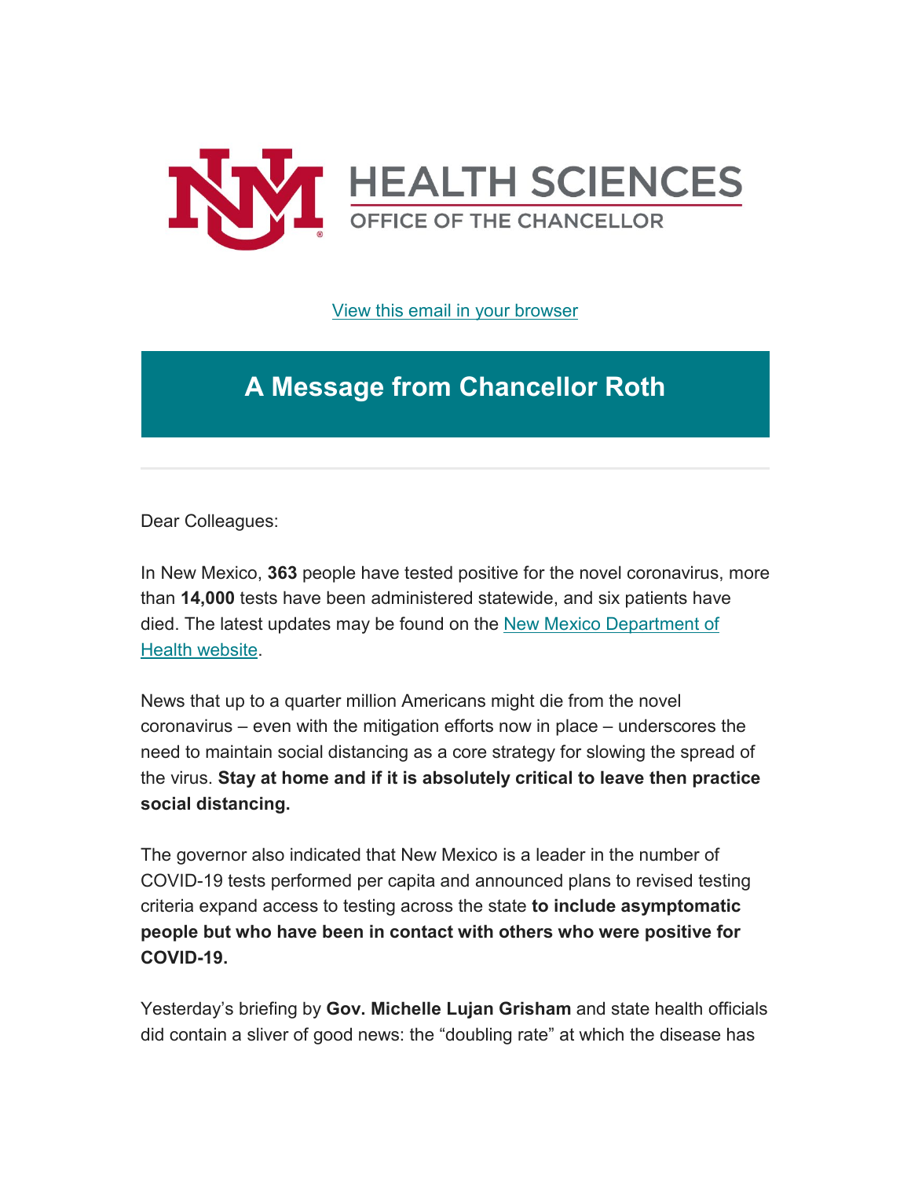HEALTH SCIENCES

OFFICE OF THE CHANCELLOR

View this email in your browser

# A Message from Chancellor Roth

Dear Colleagues:

In New Mexico, **363** people have tested positive for the novel coronavirus, more than **14,000** tests have been administered statewide, and six patients have died. The latest updates may be found on the New Mexico Department of Health website.

News that up to a quarter million Americans might die from the novel coronavirus – even with the mitigation efforts now in place – underscores the need to maintain social distancing as a core strategy for slowing the spread of the virus. **Stay at home and if it is absolutely critical to leave then practice social distancing.**

The governor also indicated that New Mexico is a leader in the number of COVID-19 tests performed per capita and announced plans to revised testing criteria expand access to testing across the state **to include asymptomatic people but who have been in contact with others who were positive for COVID-19.**

Yesterday's briefing by **Gov. Michelle Lujan Grisham** and state health officials did contain a sliver of good news: the "doubling rate" at which the disease has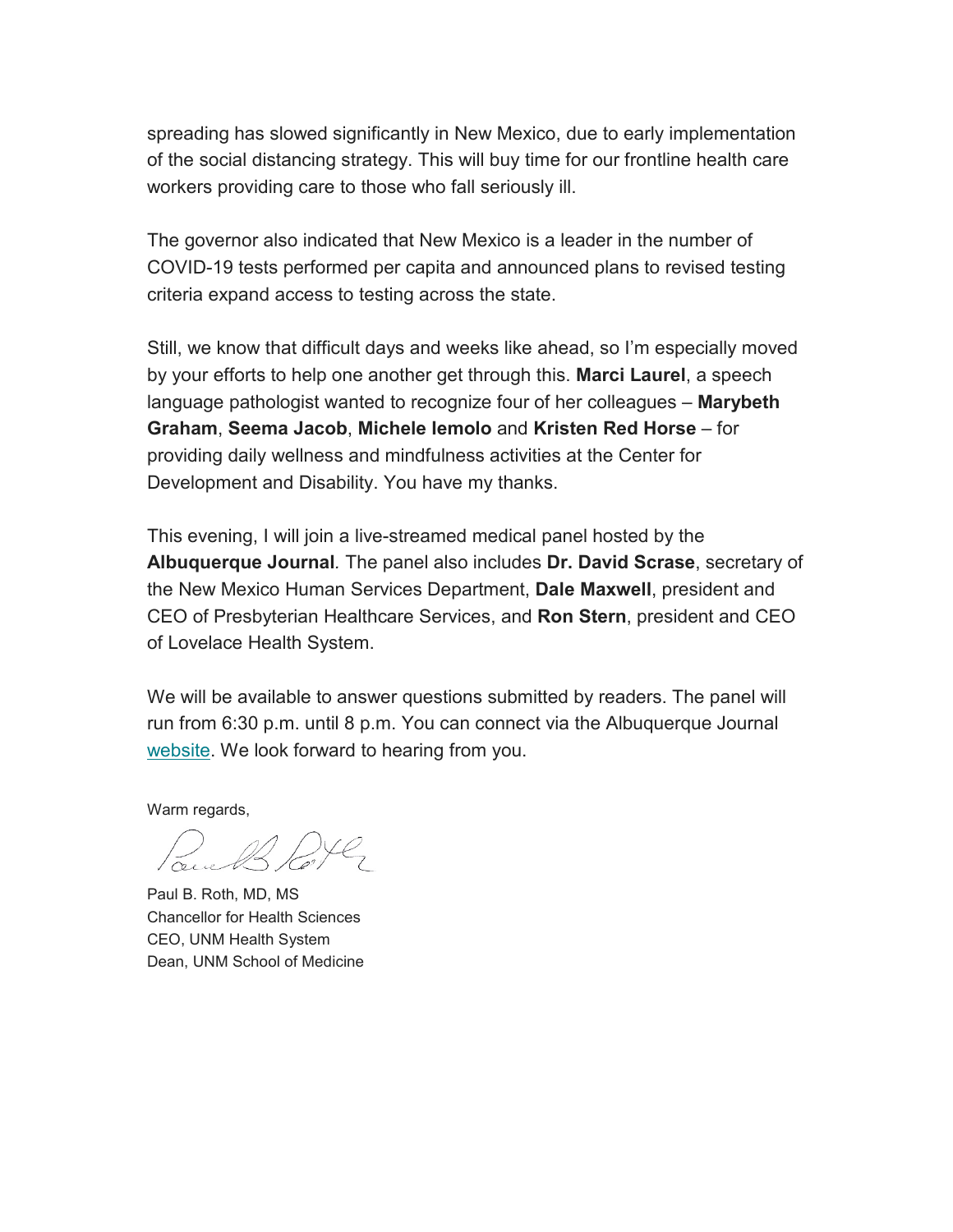spreading has slowed significantly in New Mexico, due to early implementation of the social distancing strategy. This will buy time for our frontline health care workers providing care to those who fall seriously ill.

The governor also indicated that New Mexico is a leader in the number of COVID-19 tests performed per capita and announced plans to revised testing criteria expand access to testing across the state.

Still, we know that difficult days and weeks like ahead, so I'm especially moved by your efforts to help one another get through this. **Marci Laurel**, a speech language pathologist wanted to recognize four of her colleagues – **Marybeth Graham**, **Seema Jacob**, **Michele Iemolo** and **Kristen Red Horse** – for providing daily wellness and mindfulness activities at the Center for Development and Disability. You have my thanks.

This evening, I will join a live-streamed medical panel hosted by the **Albuquerque Journal**. The panel also includes **Dr. David Scrase**, secretary of the New Mexico Human Services Department, **Dale Maxwell**, president and CEO of Presbyterian Healthcare Services, and **Ron Stern**, president and CEO of Lovelace Health System.

We will be available to answer questions submitted by readers. The panel will run from 6:30 p.m. until 8 p.m. You can connect via the Albuquerque Journal website. We look forward to hearing from you.

Warm regards,

Paul B. Roth, MD, MS
Chancellor for Health Sciences
CEO, UNM Health System
Dean, UNM School of Medicine